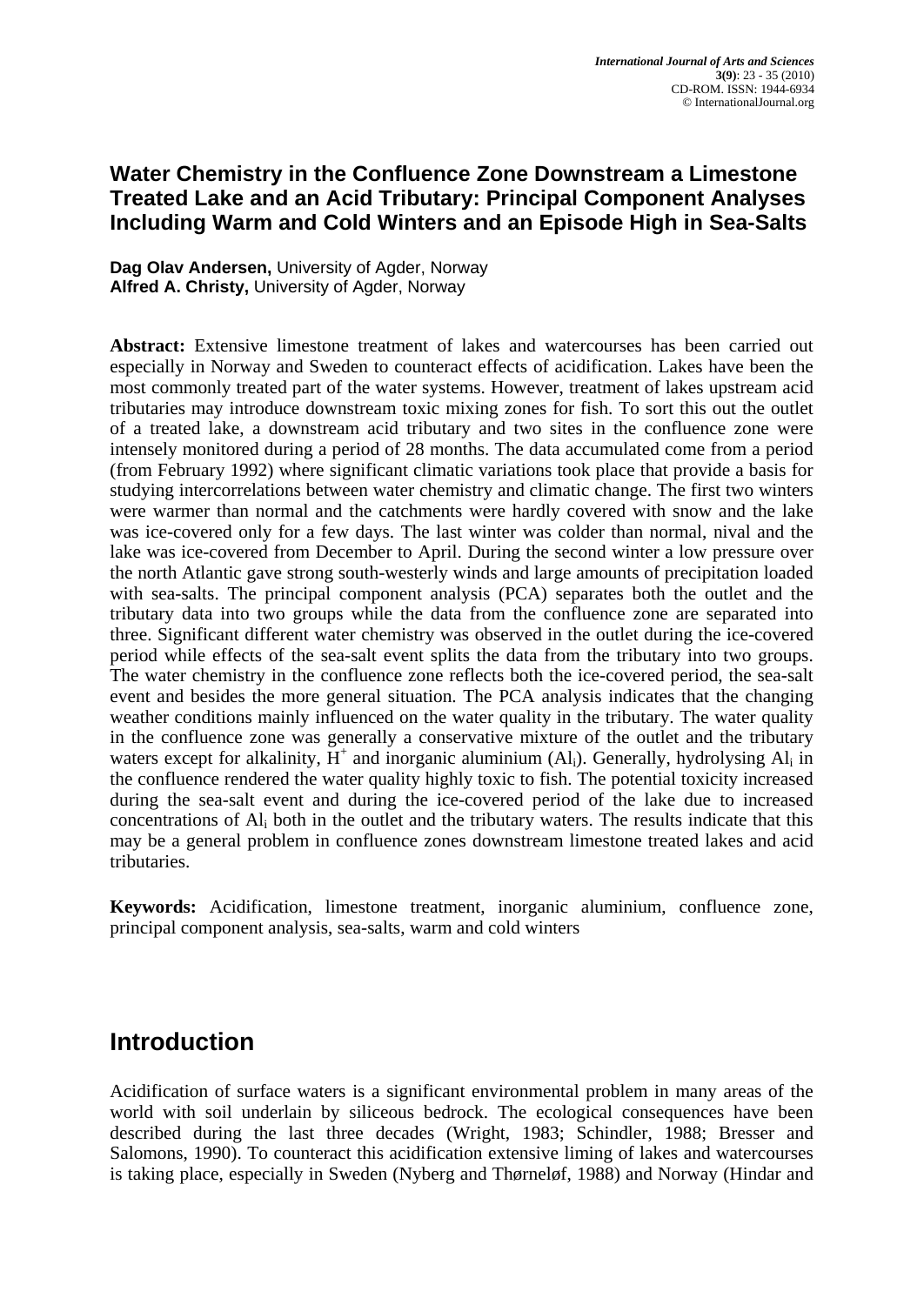# Water Chemistry in the Confluence Zone Downstream a Limestone Treated Lake and an Acid Tributary: Principal Component Analyses Including Warm and Cold Winters and an Episode High in Sea-Salts

**Dag Olav Andersen,** University of Agder, Norway
**Alfred A. Christy,** University of Agder, Norway

**Abstract:** Extensive limestone treatment of lakes and watercourses has been carried out especially in Norway and Sweden to counteract effects of acidification. Lakes have been the most commonly treated part of the water systems. However, treatment of lakes upstream acid tributaries may introduce downstream toxic mixing zones for fish. To sort this out the outlet of a treated lake, a downstream acid tributary and two sites in the confluence zone were intensely monitored during a period of 28 months. The data accumulated come from a period (from February 1992) where significant climatic variations took place that provide a basis for studying intercorrelations between water chemistry and climatic change. The first two winters were warmer than normal and the catchments were hardly covered with snow and the lake was ice-covered only for a few days. The last winter was colder than normal, nival and the lake was ice-covered from December to April. During the second winter a low pressure over the north Atlantic gave strong south-westerly winds and large amounts of precipitation loaded with sea-salts. The principal component analysis (PCA) separates both the outlet and the tributary data into two groups while the data from the confluence zone are separated into three. Significant different water chemistry was observed in the outlet during the ice-covered period while effects of the sea-salt event splits the data from the tributary into two groups. The water chemistry in the confluence zone reflects both the ice-covered period, the sea-salt event and besides the more general situation. The PCA analysis indicates that the changing weather conditions mainly influenced on the water quality in the tributary. The water quality in the confluence zone was generally a conservative mixture of the outlet and the tributary waters except for alkalinity, $H^+$ and inorganic aluminium ($Al_i$). Generally, hydrolysing $Al_i$ in the confluence rendered the water quality highly toxic to fish. The potential toxicity increased during the sea-salt event and during the ice-covered period of the lake due to increased concentrations of $Al_i$ both in the outlet and the tributary waters. The results indicate that this may be a general problem in confluence zones downstream limestone treated lakes and acid tributaries.

**Keywords:** Acidification, limestone treatment, inorganic aluminium, confluence zone, principal component analysis, sea-salts, warm and cold winters

## Introduction

Acidification of surface waters is a significant environmental problem in many areas of the world with soil underlain by siliceous bedrock. The ecological consequences have been described during the last three decades (Wright, 1983; Schindler, 1988; Bresser and Salomons, 1990). To counteract this acidification extensive liming of lakes and watercourses is taking place, especially in Sweden (Nyberg and Thørneløf, 1988) and Norway (Hindar and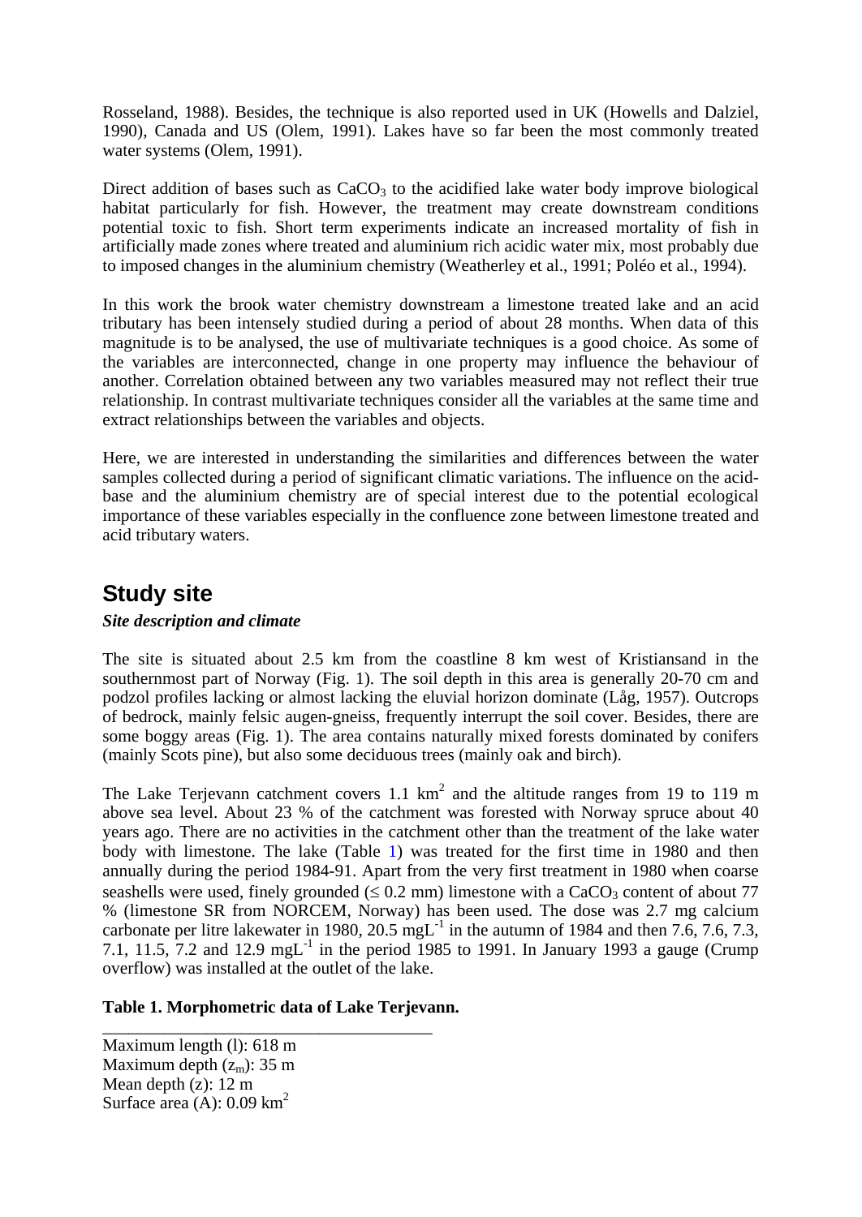Rosseland, 1988). Besides, the technique is also reported used in UK (Howells and Dalziel, 1990), Canada and US (Olem, 1991). Lakes have so far been the most commonly treated water systems (Olem, 1991).

Direct addition of bases such as $CaCO_3$ to the acidified lake water body improve biological habitat particularly for fish. However, the treatment may create downstream conditions potential toxic to fish. Short term experiments indicate an increased mortality of fish in artificially made zones where treated and aluminium rich acidic water mix, most probably due to imposed changes in the aluminium chemistry (Weatherley et al., 1991; Poléo et al., 1994).

In this work the brook water chemistry downstream a limestone treated lake and an acid tributary has been intensely studied during a period of about 28 months. When data of this magnitude is to be analysed, the use of multivariate techniques is a good choice. As some of the variables are interconnected, change in one property may influence the behaviour of another. Correlation obtained between any two variables measured may not reflect their true relationship. In contrast multivariate techniques consider all the variables at the same time and extract relationships between the variables and objects.

Here, we are interested in understanding the similarities and differences between the water samples collected during a period of significant climatic variations. The influence on the acid-base and the aluminium chemistry are of special interest due to the potential ecological importance of these variables especially in the confluence zone between limestone treated and acid tributary waters.

## Study site

***Site description and climate***

The site is situated about 2.5 km from the coastline 8 km west of Kristiansand in the southernmost part of Norway (Fig. 1). The soil depth in this area is generally 20-70 cm and podzol profiles lacking or almost lacking the eluvial horizon dominate (Låg, 1957). Outcrops of bedrock, mainly felsic augen-gneiss, frequently interrupt the soil cover. Besides, there are some boggy areas (Fig. 1). The area contains naturally mixed forests dominated by conifers (mainly Scots pine), but also some deciduous trees (mainly oak and birch).

The Lake Terjevann catchment covers 1.1 $km^2$ and the altitude ranges from 19 to 119 m above sea level. About 23 % of the catchment was forested with Norway spruce about 40 years ago. There are no activities in the catchment other than the treatment of the lake water body with limestone. The lake (Table 1) was treated for the first time in 1980 and then annually during the period 1984-91. Apart from the very first treatment in 1980 when coarse seashells were used, finely grounded ($\leq$ 0.2 mm) limestone with a $CaCO_3$ content of about 77 % (limestone SR from NORCEM, Norway) has been used. The dose was 2.7 mg calcium carbonate per litre lakewater in 1980, 20.5 $mgL^{-1}$ in the autumn of 1984 and then 7.6, 7.6, 7.3, 7.1, 11.5, 7.2 and 12.9 $mgL^{-1}$ in the period 1985 to 1991. In January 1993 a gauge (Crump overflow) was installed at the outlet of the lake.

**Table 1. Morphometric data of Lake Terjevann.**

Maximum length (l): 618 m
Maximum depth ($z_m$): 35 m
Mean depth (z): 12 m
Surface area (A): 0.09 $km^2$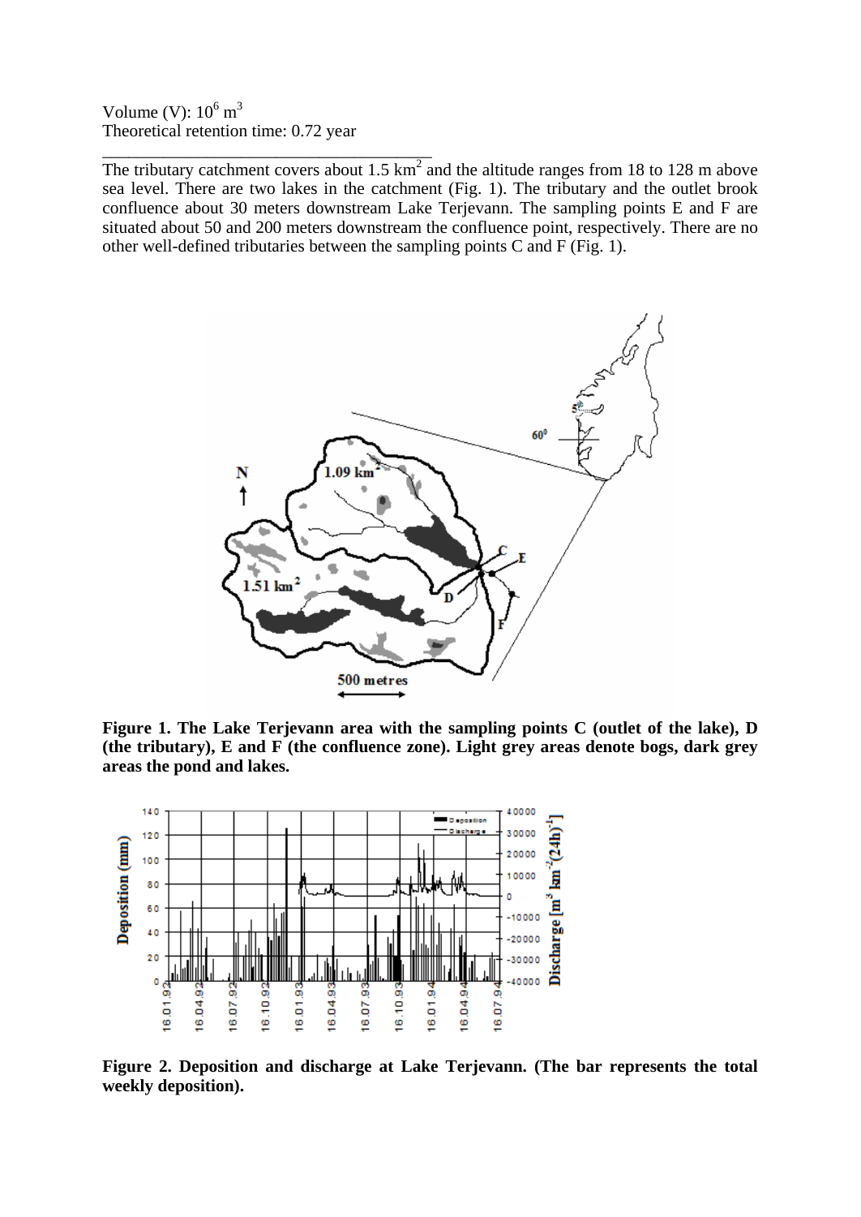Volume (V): $10^6$ m$^3$
Theoretical retention time: 0.72 year

---

The tributary catchment covers about 1.5 km$^2$ and the altitude ranges from 18 to 128 m above sea level. There are two lakes in the catchment (Fig. 1). The tributary and the outlet brook confluence about 30 meters downstream Lake Terjevann. The sampling points E and F are situated about 50 and 200 meters downstream the confluence point, respectively. There are no other well-defined tributaries between the sampling points C and F (Fig. 1).

**Figure 1. The Lake Terjevann area with the sampling points C (outlet of the lake), D (the tributary), E and F (the confluence zone). Light grey areas denote bogs, dark grey areas the pond and lakes.**

**Figure 2. Deposition and discharge at Lake Terjevann. (The bar represents the total weekly deposition).**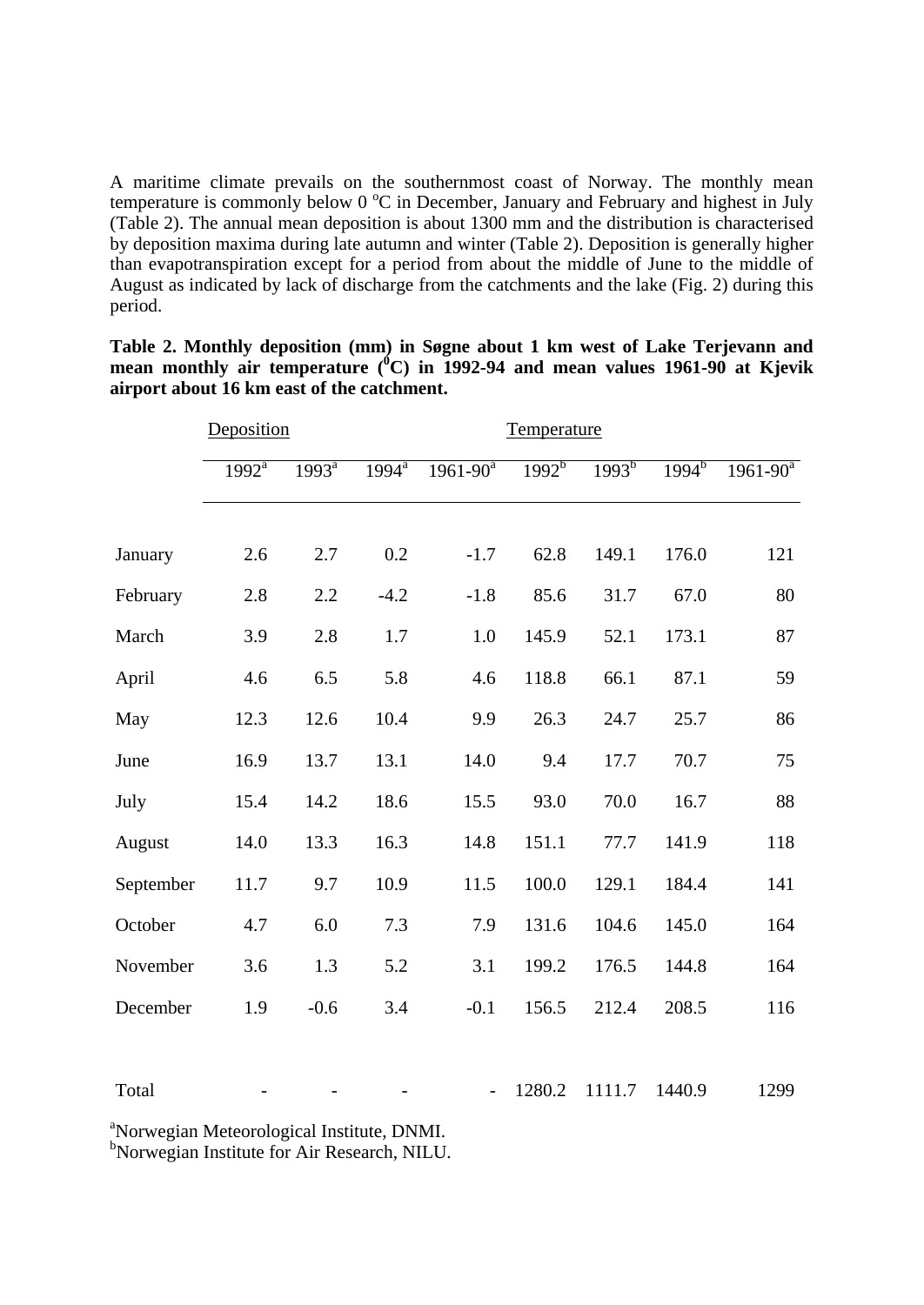A maritime climate prevails on the southernmost coast of Norway. The monthly mean temperature is commonly below 0 °C in December, January and February and highest in July (Table 2). The annual mean deposition is about 1300 mm and the distribution is characterised by deposition maxima during late autumn and winter (Table 2). Deposition is generally higher than evapotranspiration except for a period from about the middle of June to the middle of August as indicated by lack of discharge from the catchments and the lake (Fig. 2) during this period.

**Table 2. Monthly deposition (mm) in Søgne about 1 km west of Lake Terjevann and mean monthly air temperature (°C) in 1992-94 and mean values 1961-90 at Kjevik airport about 16 km east of the catchment.**

| | Deposition | | | | Temperature | | | |
|---|---|---|---|---|---|---|---|---|
| | 1992[a] | 1993[a] | 1994[a] | 1961-90[a] | 1992[b] | 1993[b] | 1994[b] | 1961-90[a] |
| January | 2.6 | 2.7 | 0.2 | -1.7 | 62.8 | 149.1 | 176.0 | 121 |
| February | 2.8 | 2.2 | -4.2 | -1.8 | 85.6 | 31.7 | 67.0 | 80 |
| March | 3.9 | 2.8 | 1.7 | 1.0 | 145.9 | 52.1 | 173.1 | 87 |
| April | 4.6 | 6.5 | 5.8 | 4.6 | 118.8 | 66.1 | 87.1 | 59 |
| May | 12.3 | 12.6 | 10.4 | 9.9 | 26.3 | 24.7 | 25.7 | 86 |
| June | 16.9 | 13.7 | 13.1 | 14.0 | 9.4 | 17.7 | 70.7 | 75 |
| July | 15.4 | 14.2 | 18.6 | 15.5 | 93.0 | 70.0 | 16.7 | 88 |
| August | 14.0 | 13.3 | 16.3 | 14.8 | 151.1 | 77.7 | 141.9 | 118 |
| September | 11.7 | 9.7 | 10.9 | 11.5 | 100.0 | 129.1 | 184.4 | 141 |
| October | 4.7 | 6.0 | 7.3 | 7.9 | 131.6 | 104.6 | 145.0 | 164 |
| November | 3.6 | 1.3 | 5.2 | 3.1 | 199.2 | 176.5 | 144.8 | 164 |
| December | 1.9 | -0.6 | 3.4 | -0.1 | 156.5 | 212.4 | 208.5 | 116 |
| Total | - | - | - | - | 1280.2 | 1111.7 | 1440.9 | 1299 |

[a]Norwegian Meteorological Institute, DNMI.
[b]Norwegian Institute for Air Research, NILU.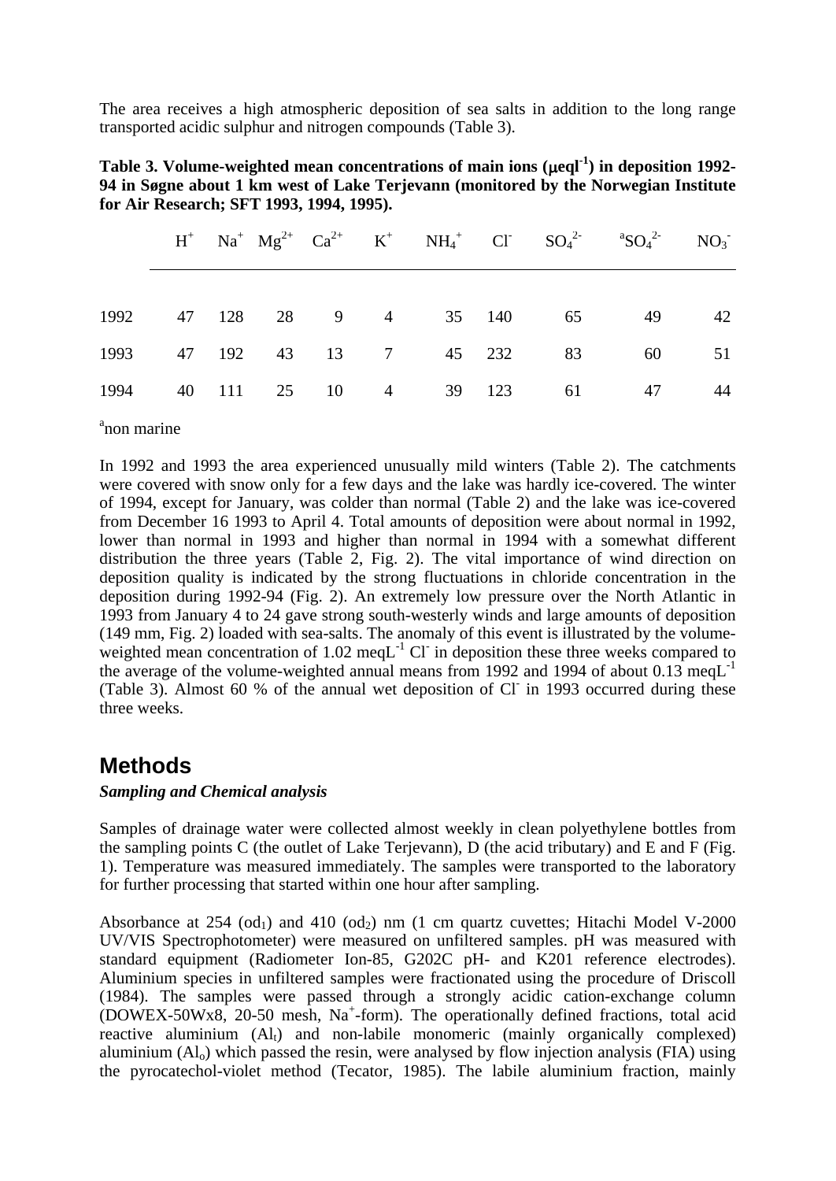The area receives a high atmospheric deposition of sea salts in addition to the long range transported acidic sulphur and nitrogen compounds (Table 3).

**Table 3. Volume-weighted mean concentrations of main ions ($\mu eql^{-1}$) in deposition 1992-94 in Søgne about 1 km west of Lake Terjevann (monitored by the Norwegian Institute for Air Research; SFT 1993, 1994, 1995).**

| | $H^+$ | $Na^+$ | $Mg^{2+}$ | $Ca^{2+}$ | $K^+$ | $NH_4^+$ | $Cl^-$ | $SO_4^{2-}$ | $^aSO_4^{2-}$ | $NO_3^-$ |
|---|---|---|---|---|---|---|---|---|---|---|
| 1992 | 47 | 128 | 28 | 9 | 4 | 35 | 140 | 65 | 49 | 42 |
| 1993 | 47 | 192 | 43 | 13 | 7 | 45 | 232 | 83 | 60 | 51 |
| 1994 | 40 | 111 | 25 | 10 | 4 | 39 | 123 | 61 | 47 | 44 |

[a]non marine

In 1992 and 1993 the area experienced unusually mild winters (Table 2). The catchments were covered with snow only for a few days and the lake was hardly ice-covered. The winter of 1994, except for January, was colder than normal (Table 2) and the lake was ice-covered from December 16 1993 to April 4. Total amounts of deposition were about normal in 1992, lower than normal in 1993 and higher than normal in 1994 with a somewhat different distribution the three years (Table 2, Fig. 2). The vital importance of wind direction on deposition quality is indicated by the strong fluctuations in chloride concentration in the deposition during 1992-94 (Fig. 2). An extremely low pressure over the North Atlantic in 1993 from January 4 to 24 gave strong south-westerly winds and large amounts of deposition (149 mm, Fig. 2) loaded with sea-salts. The anomaly of this event is illustrated by the volume-weighted mean concentration of 1.02 $meqL^{-1}$ $Cl^-$ in deposition these three weeks compared to the average of the volume-weighted annual means from 1992 and 1994 of about 0.13 $meqL^{-1}$ (Table 3). Almost 60 % of the annual wet deposition of $Cl^-$ in 1993 occurred during these three weeks.

# Methods

***Sampling and Chemical analysis***

Samples of drainage water were collected almost weekly in clean polyethylene bottles from the sampling points C (the outlet of Lake Terjevann), D (the acid tributary) and E and F (Fig. 1). Temperature was measured immediately. The samples were transported to the laboratory for further processing that started within one hour after sampling.

Absorbance at 254 ($od_1$) and 410 ($od_2$) nm (1 cm quartz cuvettes; Hitachi Model V-2000 UV/VIS Spectrophotometer) were measured on unfiltered samples. pH was measured with standard equipment (Radiometer Ion-85, G202C pH- and K201 reference electrodes). Aluminium species in unfiltered samples were fractionated using the procedure of Driscoll (1984). The samples were passed through a strongly acidic cation-exchange column (DOWEX-50Wx8, 20-50 mesh, $Na^+$-form). The operationally defined fractions, total acid reactive aluminium ($Al_t$) and non-labile monomeric (mainly organically complexed) aluminium ($Al_o$) which passed the resin, were analysed by flow injection analysis (FIA) using the pyrocatechol-violet method (Tecator, 1985). The labile aluminium fraction, mainly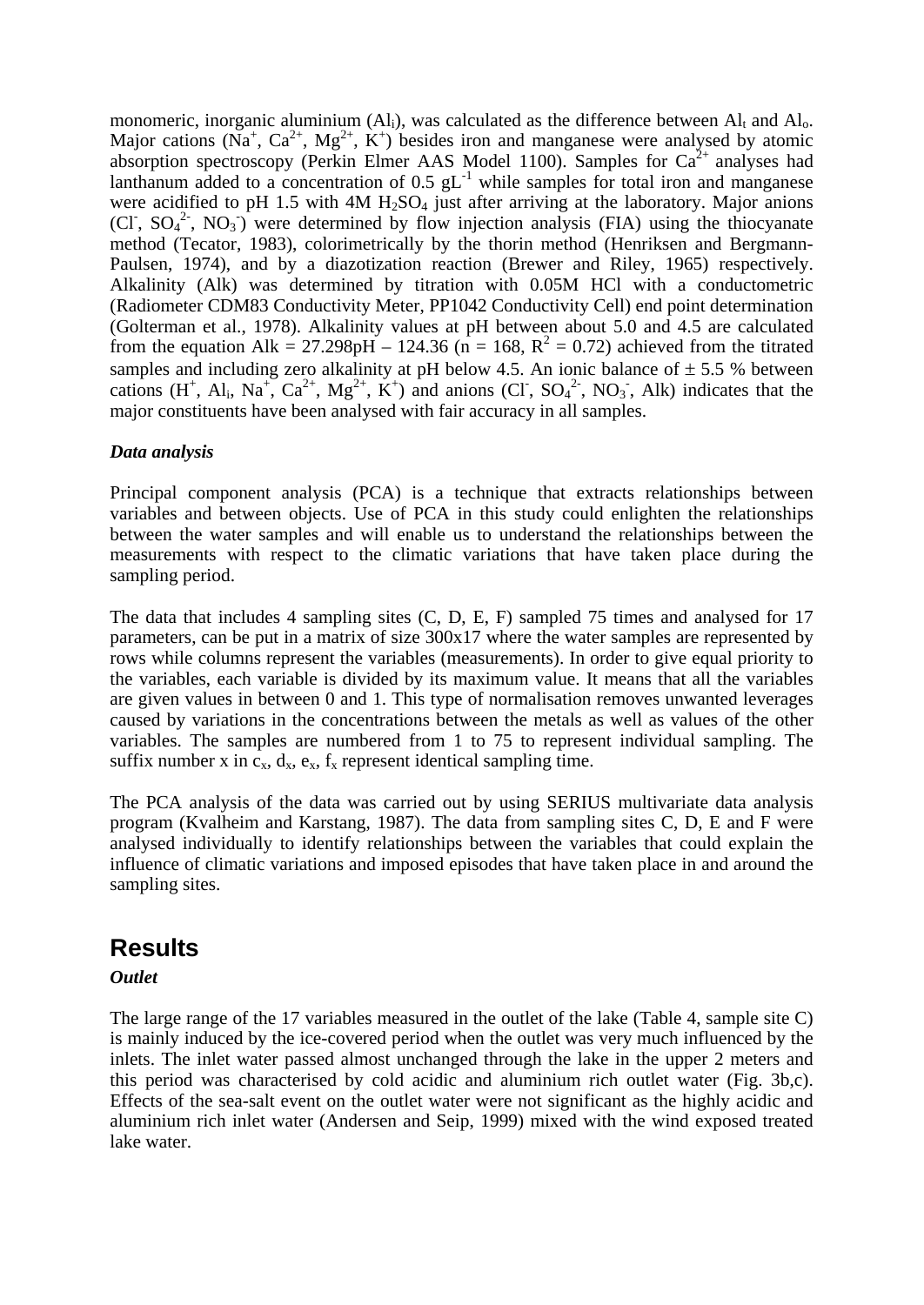monomeric, inorganic aluminium ($Al_i$), was calculated as the difference between $Al_t$ and $Al_o$. Major cations ($Na^+$, $Ca^{2+}$, $Mg^{2+}$, $K^+$) besides iron and manganese were analysed by atomic absorption spectroscopy (Perkin Elmer AAS Model 1100). Samples for $Ca^{2+}$ analyses had lanthanum added to a concentration of 0.5 $gL^{-1}$ while samples for total iron and manganese were acidified to pH 1.5 with 4M $H_2SO_4$ just after arriving at the laboratory. Major anions ($Cl^-$, $SO_4^{2-}$, $NO_3^-$) were determined by flow injection analysis (FIA) using the thiocyanate method (Tecator, 1983), colorimetrically by the thorin method (Henriksen and Bergmann-Paulsen, 1974), and by a diazotization reaction (Brewer and Riley, 1965) respectively. Alkalinity (Alk) was determined by titration with 0.05M HCl with a conductometric (Radiometer CDM83 Conductivity Meter, PP1042 Conductivity Cell) end point determination (Golterman et al., 1978). Alkalinity values at pH between about 5.0 and 4.5 are calculated from the equation Alk = 27.298pH – 124.36 (n = 168, $R^2$ = 0.72) achieved from the titrated samples and including zero alkalinity at pH below 4.5. An ionic balance of ± 5.5 % between cations ($H^+$, $Al_i$, $Na^+$, $Ca^{2+}$, $Mg^{2+}$, $K^+$) and anions ($Cl^-$, $SO_4^{2-}$, $NO_3^-$, Alk) indicates that the major constituents have been analysed with fair accuracy in all samples.

***Data analysis***

Principal component analysis (PCA) is a technique that extracts relationships between variables and between objects. Use of PCA in this study could enlighten the relationships between the water samples and will enable us to understand the relationships between the measurements with respect to the climatic variations that have taken place during the sampling period.

The data that includes 4 sampling sites (C, D, E, F) sampled 75 times and analysed for 17 parameters, can be put in a matrix of size 300x17 where the water samples are represented by rows while columns represent the variables (measurements). In order to give equal priority to the variables, each variable is divided by its maximum value. It means that all the variables are given values in between 0 and 1. This type of normalisation removes unwanted leverages caused by variations in the concentrations between the metals as well as values of the other variables. The samples are numbered from 1 to 75 to represent individual sampling. The suffix number x in $c_x$, $d_x$, $e_x$, $f_x$ represent identical sampling time.

The PCA analysis of the data was carried out by using SERIUS multivariate data analysis program (Kvalheim and Karstang, 1987). The data from sampling sites C, D, E and F were analysed individually to identify relationships between the variables that could explain the influence of climatic variations and imposed episodes that have taken place in and around the sampling sites.

## Results

***Outlet***

The large range of the 17 variables measured in the outlet of the lake (Table 4, sample site C) is mainly induced by the ice-covered period when the outlet was very much influenced by the inlets. The inlet water passed almost unchanged through the lake in the upper 2 meters and this period was characterised by cold acidic and aluminium rich outlet water (Fig. 3b,c). Effects of the sea-salt event on the outlet water were not significant as the highly acidic and aluminium rich inlet water (Andersen and Seip, 1999) mixed with the wind exposed treated lake water.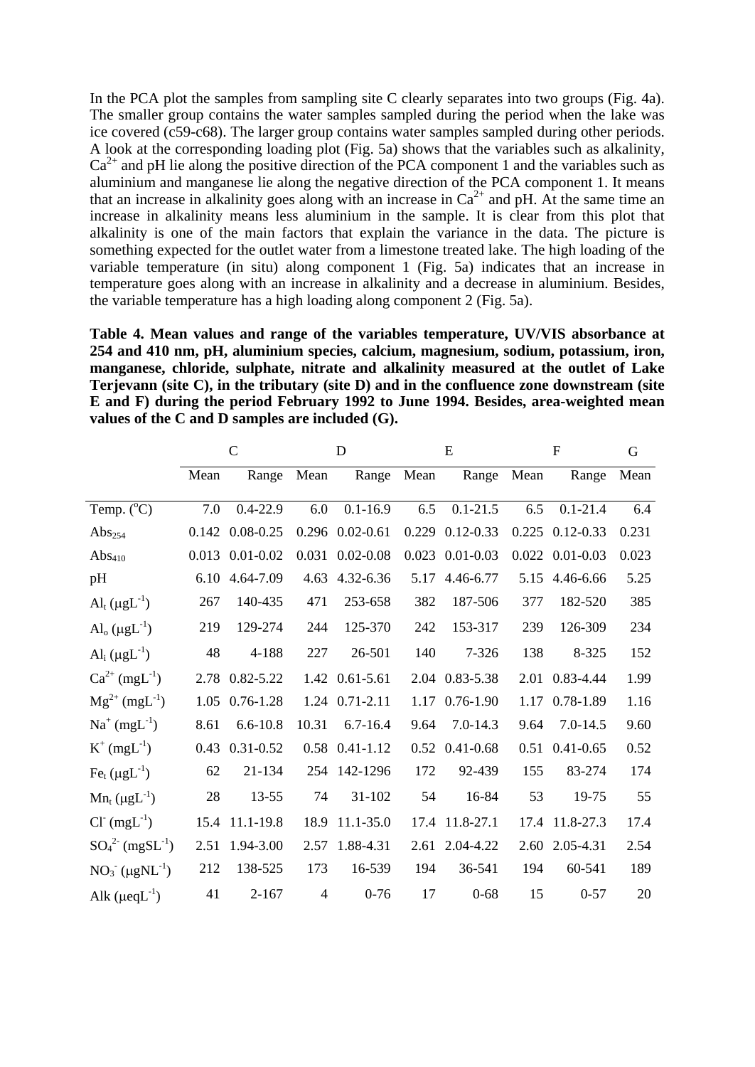In the PCA plot the samples from sampling site C clearly separates into two groups (Fig. 4a). The smaller group contains the water samples sampled during the period when the lake was ice covered (c59-c68). The larger group contains water samples sampled during other periods. A look at the corresponding loading plot (Fig. 5a) shows that the variables such as alkalinity, $Ca^{2+}$ and pH lie along the positive direction of the PCA component 1 and the variables such as aluminium and manganese lie along the negative direction of the PCA component 1. It means that an increase in alkalinity goes along with an increase in $Ca^{2+}$ and pH. At the same time an increase in alkalinity means less aluminium in the sample. It is clear from this plot that alkalinity is one of the main factors that explain the variance in the data. The picture is something expected for the outlet water from a limestone treated lake. The high loading of the variable temperature (in situ) along component 1 (Fig. 5a) indicates that an increase in temperature goes along with an increase in alkalinity and a decrease in aluminium. Besides, the variable temperature has a high loading along component 2 (Fig. 5a).

**Table 4. Mean values and range of the variables temperature, UV/VIS absorbance at 254 and 410 nm, pH, aluminium species, calcium, magnesium, sodium, potassium, iron, manganese, chloride, sulphate, nitrate and alkalinity measured at the outlet of Lake Terjevann (site C), in the tributary (site D) and in the confluence zone downstream (site E and F) during the period February 1992 to June 1994. Besides, area-weighted mean values of the C and D samples are included (G).**

| | C | | D | | E | | F | | G |
|---|---|---|---|---|---|---|---|---|---|
| | Mean | Range | Mean | Range | Mean | Range | Mean | Range | Mean |
| Temp. ($^oC$) | 7.0 | 0.4-22.9 | 6.0 | 0.1-16.9 | 6.5 | 0.1-21.5 | 6.5 | 0.1-21.4 | 6.4 |
| $Abs_{254}$ | 0.142 | 0.08-0.25 | 0.296 | 0.02-0.61 | 0.229 | 0.12-0.33 | 0.225 | 0.12-0.33 | 0.231 |
| $Abs_{410}$ | 0.013 | 0.01-0.02 | 0.031 | 0.02-0.08 | 0.023 | 0.01-0.03 | 0.022 | 0.01-0.03 | 0.023 |
| pH | 6.10 | 4.64-7.09 | 4.63 | 4.32-6.36 | 5.17 | 4.46-6.77 | 5.15 | 4.46-6.66 | 5.25 |
| $Al_t$ ($\mu gL^{-1}$) | 267 | 140-435 | 471 | 253-658 | 382 | 187-506 | 377 | 182-520 | 385 |
| $Al_o$ ($\mu gL^{-1}$) | 219 | 129-274 | 244 | 125-370 | 242 | 153-317 | 239 | 126-309 | 234 |
| $Al_i$ ($\mu gL^{-1}$) | 48 | 4-188 | 227 | 26-501 | 140 | 7-326 | 138 | 8-325 | 152 |
| $Ca^{2+}$ ($mgL^{-1}$) | 2.78 | 0.82-5.22 | 1.42 | 0.61-5.61 | 2.04 | 0.83-5.38 | 2.01 | 0.83-4.44 | 1.99 |
| $Mg^{2+}$ ($mgL^{-1}$) | 1.05 | 0.76-1.28 | 1.24 | 0.71-2.11 | 1.17 | 0.76-1.90 | 1.17 | 0.78-1.89 | 1.16 |
| $Na^{+}$ ($mgL^{-1}$) | 8.61 | 6.6-10.8 | 10.31 | 6.7-16.4 | 9.64 | 7.0-14.3 | 9.64 | 7.0-14.5 | 9.60 |
| $K^{+}$ ($mgL^{-1}$) | 0.43 | 0.31-0.52 | 0.58 | 0.41-1.12 | 0.52 | 0.41-0.68 | 0.51 | 0.41-0.65 | 0.52 |
| $Fe_t$ ($\mu gL^{-1}$) | 62 | 21-134 | 254 | 142-1296 | 172 | 92-439 | 155 | 83-274 | 174 |
| $Mn_t$ ($\mu gL^{-1}$) | 28 | 13-55 | 74 | 31-102 | 54 | 16-84 | 53 | 19-75 | 55 |
| $Cl^{-}$ ($mgL^{-1}$) | 15.4 | 11.1-19.8 | 18.9 | 11.1-35.0 | 17.4 | 11.8-27.1 | 17.4 | 11.8-27.3 | 17.4 |
| $SO_4^{2-}$ ($mgSL^{-1}$) | 2.51 | 1.94-3.00 | 2.57 | 1.88-4.31 | 2.61 | 2.04-4.22 | 2.60 | 2.05-4.31 | 2.54 |
| $NO_3^{-}$ ($\mu gNL^{-1}$) | 212 | 138-525 | 173 | 16-539 | 194 | 36-541 | 194 | 60-541 | 189 |
| Alk ($\mu eqL^{-1}$) | 41 | 2-167 | 4 | 0-76 | 17 | 0-68 | 15 | 0-57 | 20 |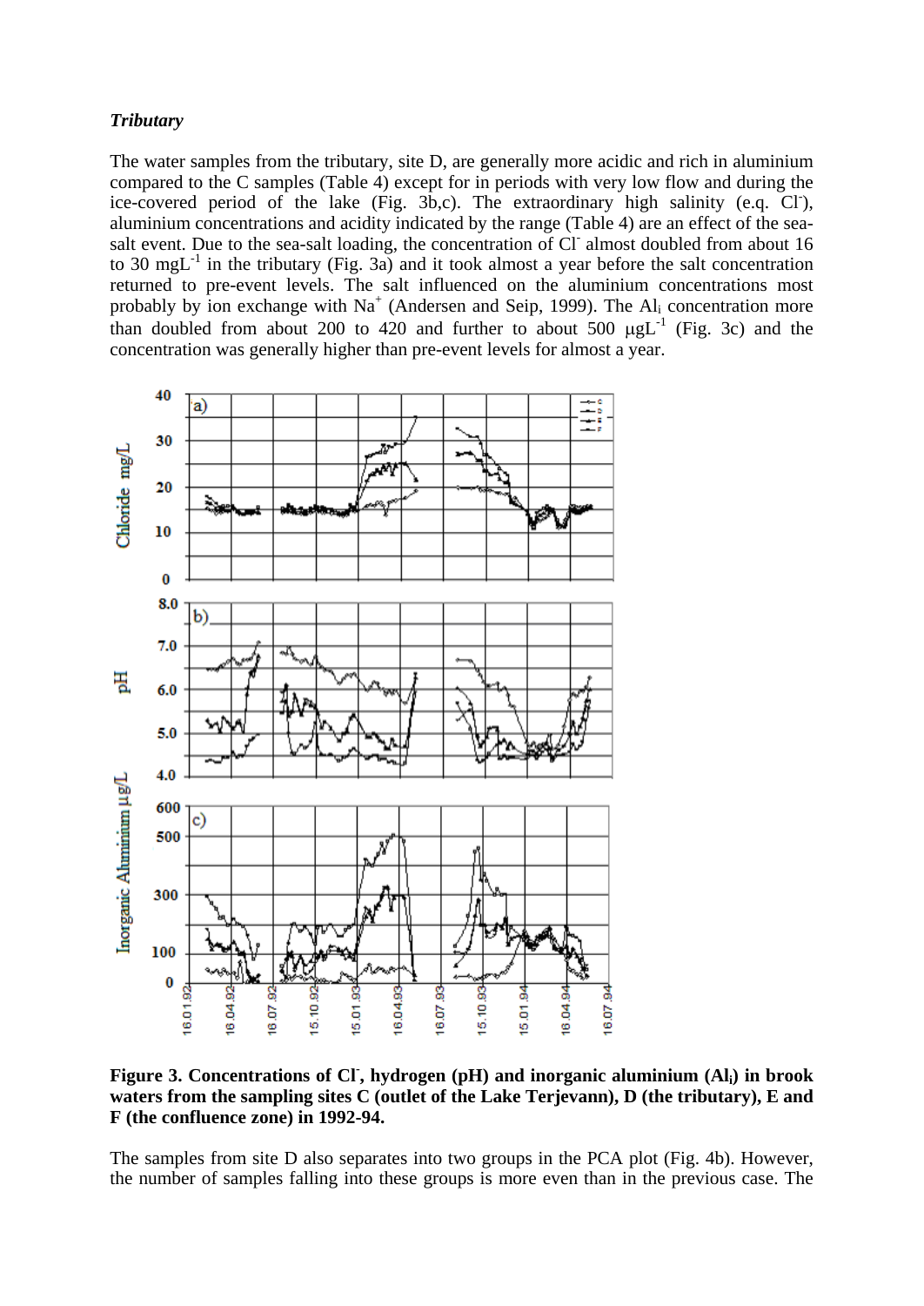***Tributary***

The water samples from the tributary, site D, are generally more acidic and rich in aluminium compared to the C samples (Table 4) except for in periods with very low flow and during the ice-covered period of the lake (Fig. 3b,c). The extraordinary high salinity (e.g. $Cl^-$), aluminium concentrations and acidity indicated by the range (Table 4) are an effect of the sea-salt event. Due to the sea-salt loading, the concentration of $Cl^-$ almost doubled from about 16 to 30 $mgL^{-1}$ in the tributary (Fig. 3a) and it took almost a year before the salt concentration returned to pre-event levels. The salt influenced on the aluminium concentrations most probably by ion exchange with $Na^+$ (Andersen and Seip, 1999). The $Al_i$ concentration more than doubled from about 200 to 420 and further to about 500 $\mu gL^{-1}$ (Fig. 3c) and the concentration was generally higher than pre-event levels for almost a year.

**Figure 3. Concentrations of $Cl^-$, hydrogen (pH) and inorganic aluminium ($Al_i$) in brook waters from the sampling sites C (outlet of the Lake Terjevann), D (the tributary), E and F (the confluence zone) in 1992-94.**

The samples from site D also separates into two groups in the PCA plot (Fig. 4b). However, the number of samples falling into these groups is more even than in the previous case. The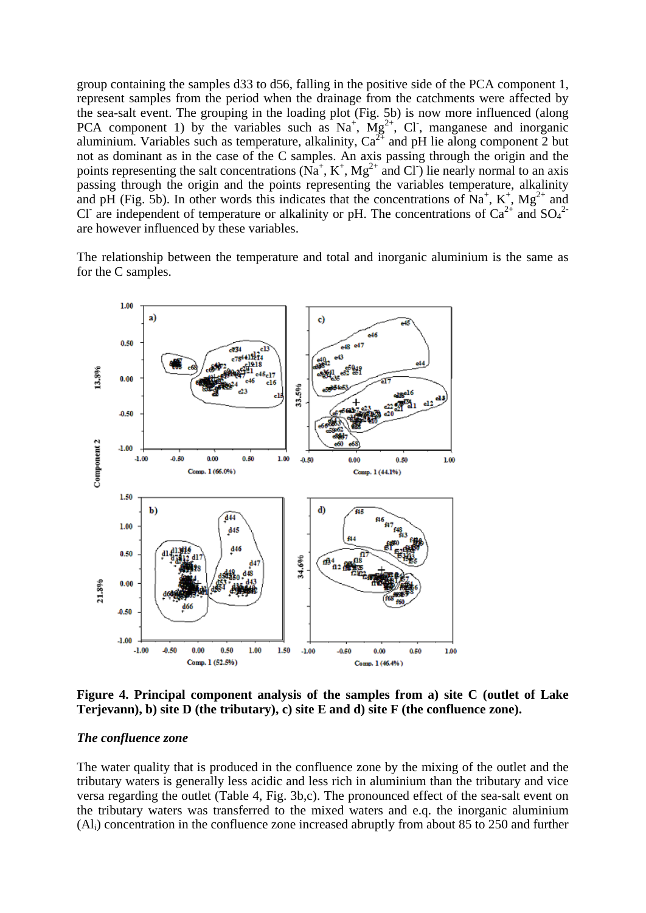group containing the samples d33 to d56, falling in the positive side of the PCA component 1, represent samples from the period when the drainage from the catchments were affected by the sea-salt event. The grouping in the loading plot (Fig. 5b) is now more influenced (along PCA component 1) by the variables such as $Na^{+}$, $Mg^{2+}$, $Cl^{-}$, manganese and inorganic aluminium. Variables such as temperature, alkalinity, $Ca^{2+}$ and pH lie along component 2 but not as dominant as in the case of the C samples. An axis passing through the origin and the points representing the salt concentrations ($Na^{+}$, $K^{+}$, $Mg^{2+}$ and $Cl^{-}$) lie nearly normal to an axis passing through the origin and the points representing the variables temperature, alkalinity and pH (Fig. 5b). In other words this indicates that the concentrations of $Na^{+}$, $K^{+}$, $Mg^{2+}$ and $Cl^{-}$ are independent of temperature or alkalinity or pH. The concentrations of $Ca^{2+}$ and $SO_4^{2-}$ are however influenced by these variables.

The relationship between the temperature and total and inorganic aluminium is the same as for the C samples.

**Figure 4. Principal component analysis of the samples from a) site C (outlet of Lake Terjevann), b) site D (the tributary), c) site E and d) site F (the confluence zone).**

### *The confluence zone*

The water quality that is produced in the confluence zone by the mixing of the outlet and the tributary waters is generally less acidic and less rich in aluminium than the tributary and vice versa regarding the outlet (Table 4, Fig. 3b,c). The pronounced effect of the sea-salt event on the tributary waters was transferred to the mixed waters and e.q. the inorganic aluminium ($Al_i$) concentration in the confluence zone increased abruptly from about 85 to 250 and further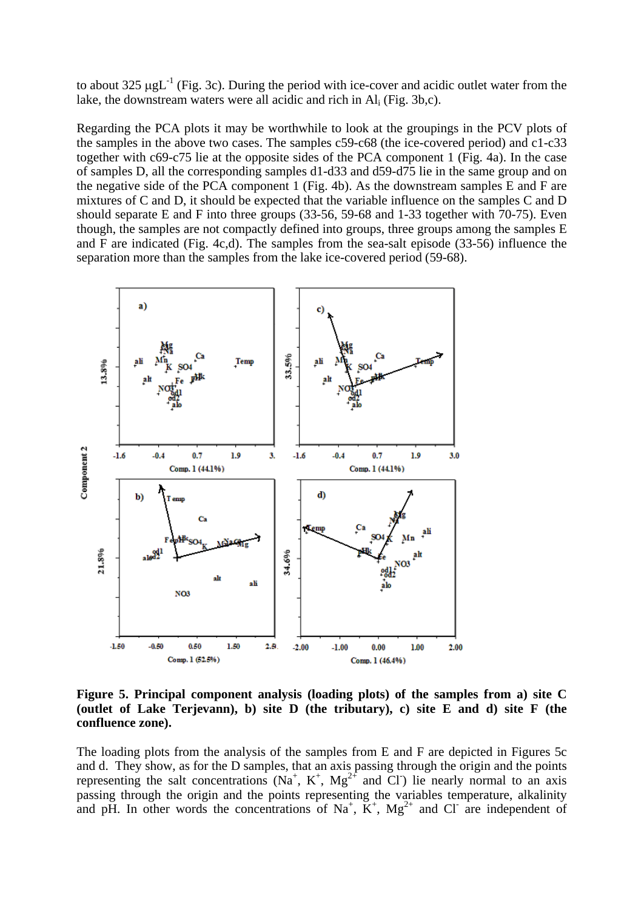to about 325 μgL$^{-1}$ (Fig. 3c). During the period with ice-cover and acidic outlet water from the lake, the downstream waters were all acidic and rich in $Al_i$ (Fig. 3b,c).

Regarding the PCA plots it may be worthwhile to look at the groupings in the PCV plots of the samples in the above two cases. The samples c59-c68 (the ice-covered period) and c1-c33 together with c69-c75 lie at the opposite sides of the PCA component 1 (Fig. 4a). In the case of samples D, all the corresponding samples d1-d33 and d59-d75 lie in the same group and on the negative side of the PCA component 1 (Fig. 4b). As the downstream samples E and F are mixtures of C and D, it should be expected that the variable influence on the samples C and D should separate E and F into three groups (33-56, 59-68 and 1-33 together with 70-75). Even though, the samples are not compactly defined into groups, three groups among the samples E and F are indicated (Fig. 4c,d). The samples from the sea-salt episode (33-56) influence the separation more than the samples from the lake ice-covered period (59-68).

**Figure 5. Principal component analysis (loading plots) of the samples from a) site C (outlet of Lake Terjevann), b) site D (the tributary), c) site E and d) site F (the confluence zone).**

The loading plots from the analysis of the samples from E and F are depicted in Figures 5c and d. They show, as for the D samples, that an axis passing through the origin and the points representing the salt concentrations ($Na^+$, $K^+$, $Mg^{2+}$ and $Cl^-$) lie nearly normal to an axis passing through the origin and the points representing the variables temperature, alkalinity and pH. In other words the concentrations of $Na^+$, $K^+$, $Mg^{2+}$ and $Cl^-$ are independent of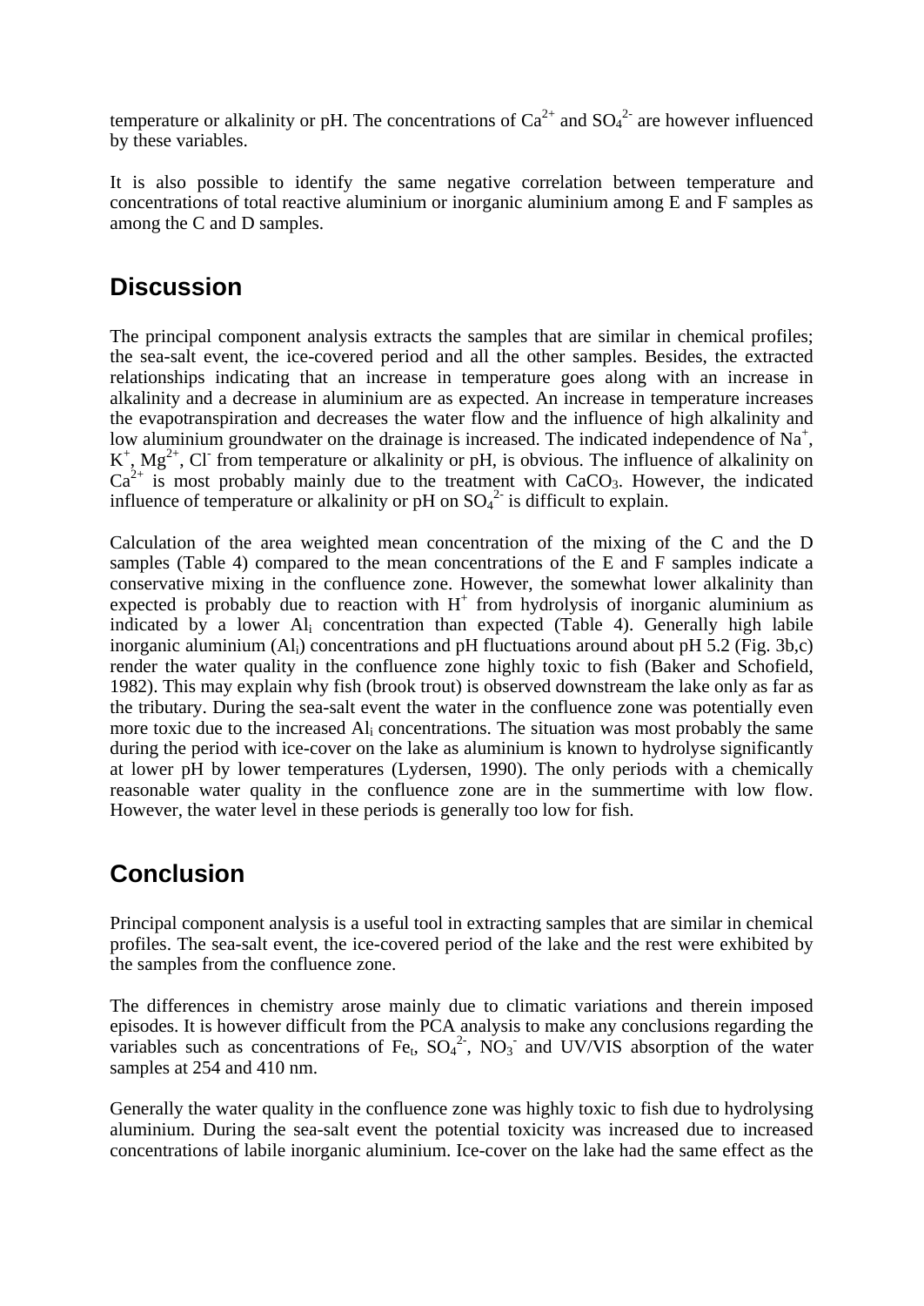temperature or alkalinity or pH. The concentrations of $Ca^{2+}$ and $SO_4^{2-}$ are however influenced by these variables.

It is also possible to identify the same negative correlation between temperature and concentrations of total reactive aluminium or inorganic aluminium among E and F samples as among the C and D samples.

## Discussion

The principal component analysis extracts the samples that are similar in chemical profiles; the sea-salt event, the ice-covered period and all the other samples. Besides, the extracted relationships indicating that an increase in temperature goes along with an increase in alkalinity and a decrease in aluminium are as expected. An increase in temperature increases the evapotranspiration and decreases the water flow and the influence of high alkalinity and low aluminium groundwater on the drainage is increased. The indicated independence of $Na^+$, $K^+$, $Mg^{2+}$, $Cl^-$ from temperature or alkalinity or pH, is obvious. The influence of alkalinity on $Ca^{2+}$ is most probably mainly due to the treatment with $CaCO_3$. However, the indicated influence of temperature or alkalinity or pH on $SO_4^{2-}$ is difficult to explain.

Calculation of the area weighted mean concentration of the mixing of the C and the D samples (Table 4) compared to the mean concentrations of the E and F samples indicate a conservative mixing in the confluence zone. However, the somewhat lower alkalinity than expected is probably due to reaction with $H^+$ from hydrolysis of inorganic aluminium as indicated by a lower $Al_i$ concentration than expected (Table 4). Generally high labile inorganic aluminium ($Al_i$) concentrations and pH fluctuations around about pH 5.2 (Fig. 3b,c) render the water quality in the confluence zone highly toxic to fish (Baker and Schofield, 1982). This may explain why fish (brook trout) is observed downstream the lake only as far as the tributary. During the sea-salt event the water in the confluence zone was potentially even more toxic due to the increased $Al_i$ concentrations. The situation was most probably the same during the period with ice-cover on the lake as aluminium is known to hydrolyse significantly at lower pH by lower temperatures (Lydersen, 1990). The only periods with a chemically reasonable water quality in the confluence zone are in the summertime with low flow. However, the water level in these periods is generally too low for fish.

## Conclusion

Principal component analysis is a useful tool in extracting samples that are similar in chemical profiles. The sea-salt event, the ice-covered period of the lake and the rest were exhibited by the samples from the confluence zone.

The differences in chemistry arose mainly due to climatic variations and therein imposed episodes. It is however difficult from the PCA analysis to make any conclusions regarding the variables such as concentrations of $Fe_t$, $SO_4^{2-}$, $NO_3^-$ and UV/VIS absorption of the water samples at 254 and 410 nm.

Generally the water quality in the confluence zone was highly toxic to fish due to hydrolysing aluminium. During the sea-salt event the potential toxicity was increased due to increased concentrations of labile inorganic aluminium. Ice-cover on the lake had the same effect as the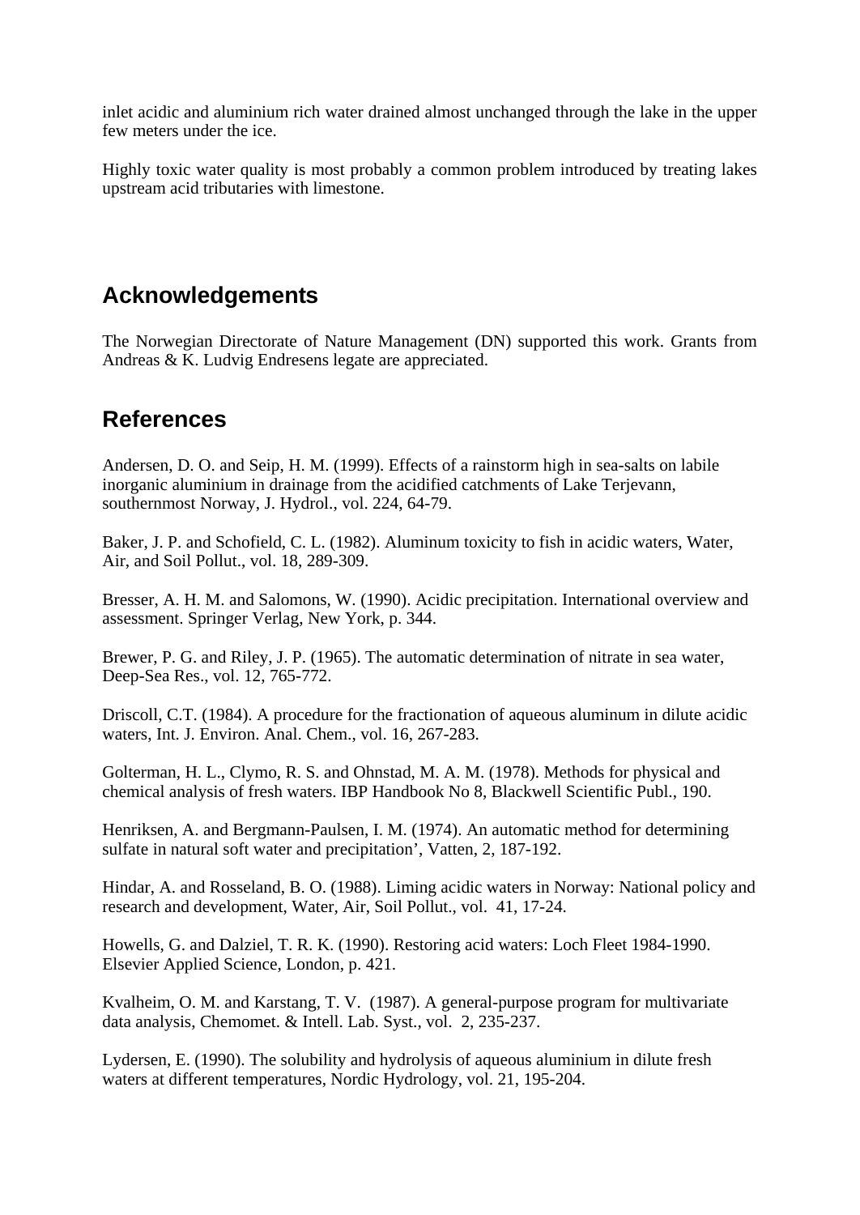inlet acidic and aluminium rich water drained almost unchanged through the lake in the upper few meters under the ice.

Highly toxic water quality is most probably a common problem introduced by treating lakes upstream acid tributaries with limestone.

## Acknowledgements

The Norwegian Directorate of Nature Management (DN) supported this work. Grants from Andreas & K. Ludvig Endresens legate are appreciated.

## References

Andersen, D. O. and Seip, H. M. (1999). Effects of a rainstorm high in sea-salts on labile inorganic aluminium in drainage from the acidified catchments of Lake Terjevann, southernmost Norway, J. Hydrol., vol. 224, 64-79.

Baker, J. P. and Schofield, C. L. (1982). Aluminum toxicity to fish in acidic waters, Water, Air, and Soil Pollut., vol. 18, 289-309.

Bresser, A. H. M. and Salomons, W. (1990). Acidic precipitation. International overview and assessment. Springer Verlag, New York, p. 344.

Brewer, P. G. and Riley, J. P. (1965). The automatic determination of nitrate in sea water, Deep-Sea Res., vol. 12, 765-772.

Driscoll, C.T. (1984). A procedure for the fractionation of aqueous aluminum in dilute acidic waters, Int. J. Environ. Anal. Chem., vol. 16, 267-283.

Golterman, H. L., Clymo, R. S. and Ohnstad, M. A. M. (1978). Methods for physical and chemical analysis of fresh waters. IBP Handbook No 8, Blackwell Scientific Publ., 190.

Henriksen, A. and Bergmann-Paulsen, I. M. (1974). An automatic method for determining sulfate in natural soft water and precipitation', Vatten, 2, 187-192.

Hindar, A. and Rosseland, B. O. (1988). Liming acidic waters in Norway: National policy and research and development, Water, Air, Soil Pollut., vol. 41, 17-24.

Howells, G. and Dalziel, T. R. K. (1990). Restoring acid waters: Loch Fleet 1984-1990. Elsevier Applied Science, London, p. 421.

Kvalheim, O. M. and Karstang, T. V. (1987). A general-purpose program for multivariate data analysis, Chemomet. & Intell. Lab. Syst., vol. 2, 235-237.

Lydersen, E. (1990). The solubility and hydrolysis of aqueous aluminium in dilute fresh waters at different temperatures, Nordic Hydrology, vol. 21, 195-204.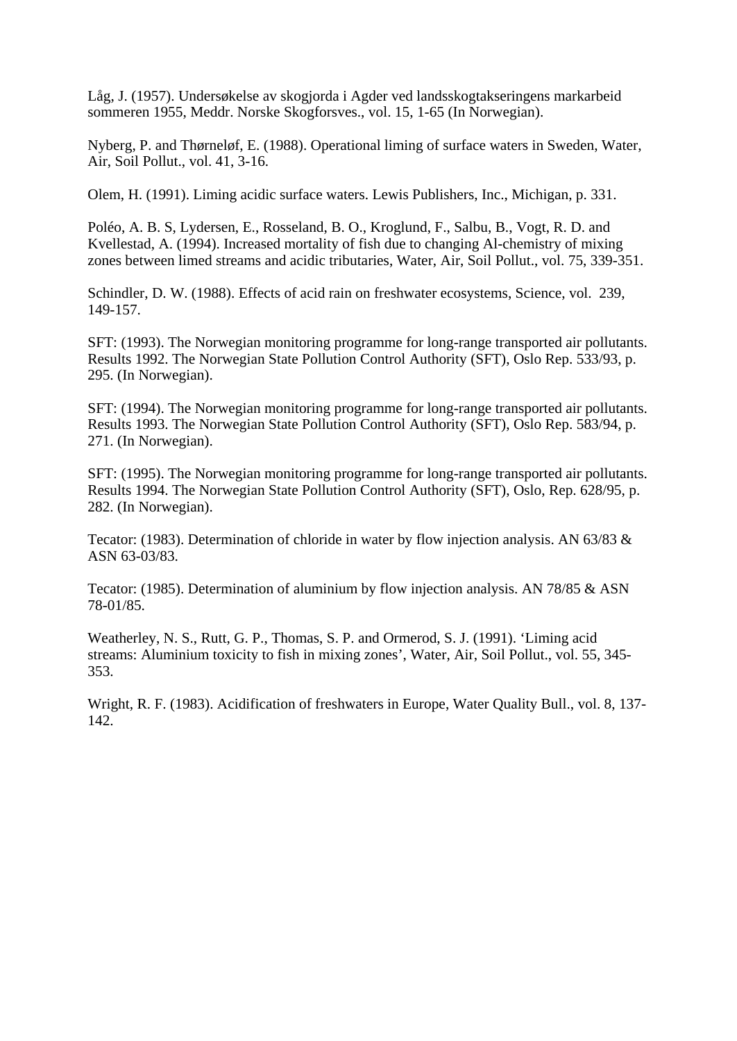Låg, J. (1957). Undersøkelse av skogjorda i Agder ved landsskogtakseringens markarbeid sommeren 1955, Meddr. Norske Skogforsves., vol. 15, 1-65 (In Norwegian).

Nyberg, P. and Thørneløf, E. (1988). Operational liming of surface waters in Sweden, Water, Air, Soil Pollut., vol. 41, 3-16.

Olem, H. (1991). Liming acidic surface waters. Lewis Publishers, Inc., Michigan, p. 331.

Poléo, A. B. S, Lydersen, E., Rosseland, B. O., Kroglund, F., Salbu, B., Vogt, R. D. and Kvellestad, A. (1994). Increased mortality of fish due to changing Al-chemistry of mixing zones between limed streams and acidic tributaries, Water, Air, Soil Pollut., vol. 75, 339-351.

Schindler, D. W. (1988). Effects of acid rain on freshwater ecosystems, Science, vol. 239, 149-157.

SFT: (1993). The Norwegian monitoring programme for long-range transported air pollutants. Results 1992. The Norwegian State Pollution Control Authority (SFT), Oslo Rep. 533/93, p. 295. (In Norwegian).

SFT: (1994). The Norwegian monitoring programme for long-range transported air pollutants. Results 1993. The Norwegian State Pollution Control Authority (SFT), Oslo Rep. 583/94, p. 271. (In Norwegian).

SFT: (1995). The Norwegian monitoring programme for long-range transported air pollutants. Results 1994. The Norwegian State Pollution Control Authority (SFT), Oslo, Rep. 628/95, p. 282. (In Norwegian).

Tecator: (1983). Determination of chloride in water by flow injection analysis. AN 63/83 & ASN 63-03/83.

Tecator: (1985). Determination of aluminium by flow injection analysis. AN 78/85 & ASN 78-01/85.

Weatherley, N. S., Rutt, G. P., Thomas, S. P. and Ormerod, S. J. (1991). 'Liming acid streams: Aluminium toxicity to fish in mixing zones', Water, Air, Soil Pollut., vol. 55, 345-353.

Wright, R. F. (1983). Acidification of freshwaters in Europe, Water Quality Bull., vol. 8, 137-142.